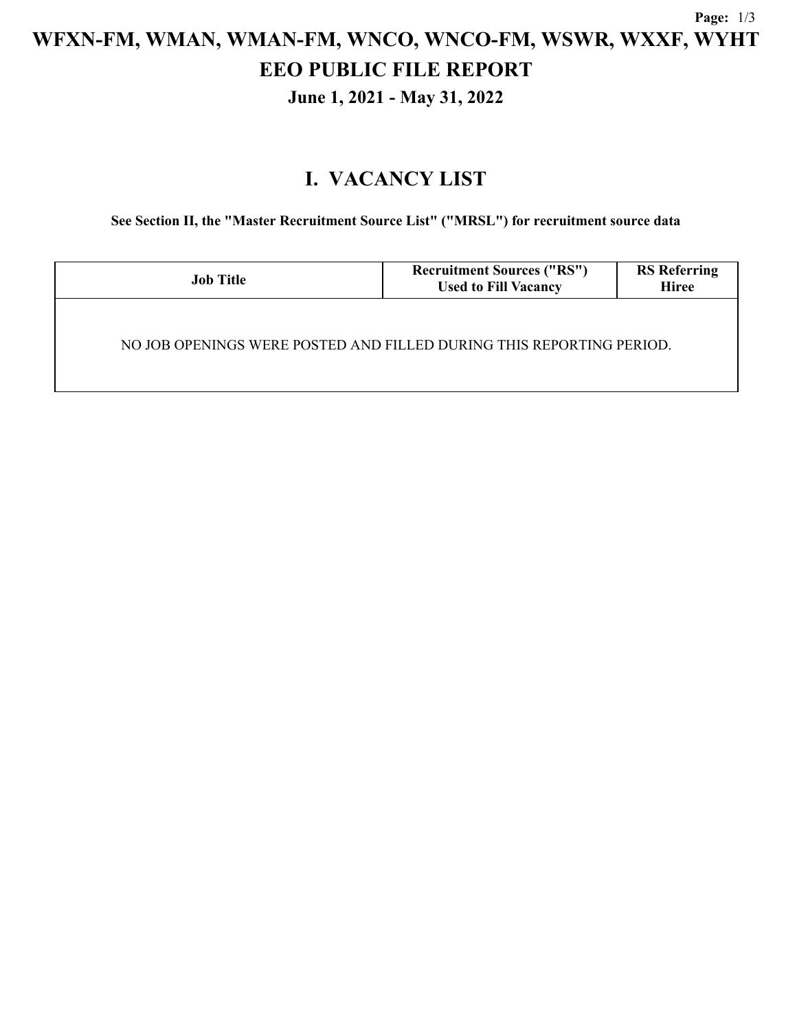# WFXN-FM, WMAN, WMAN-FM, WNCO, WNCO-FM, WSWR, WXXF, WYHT

# EEO PUBLIC FILE REPORT

### June 1, 2021 - May 31, 2022

## I. VACANCY LIST

**See Section II, the "Master Recruitment Source List" ("MRSL") for recruitment source data**

| Job Title | Recruitment Sources ("RS") Used to Fill Vacancy | RS Referring Hiree |
|---|---|---|
| NO JOB OPENINGS WERE POSTED AND FILLED DURING THIS REPORTING PERIOD. | | |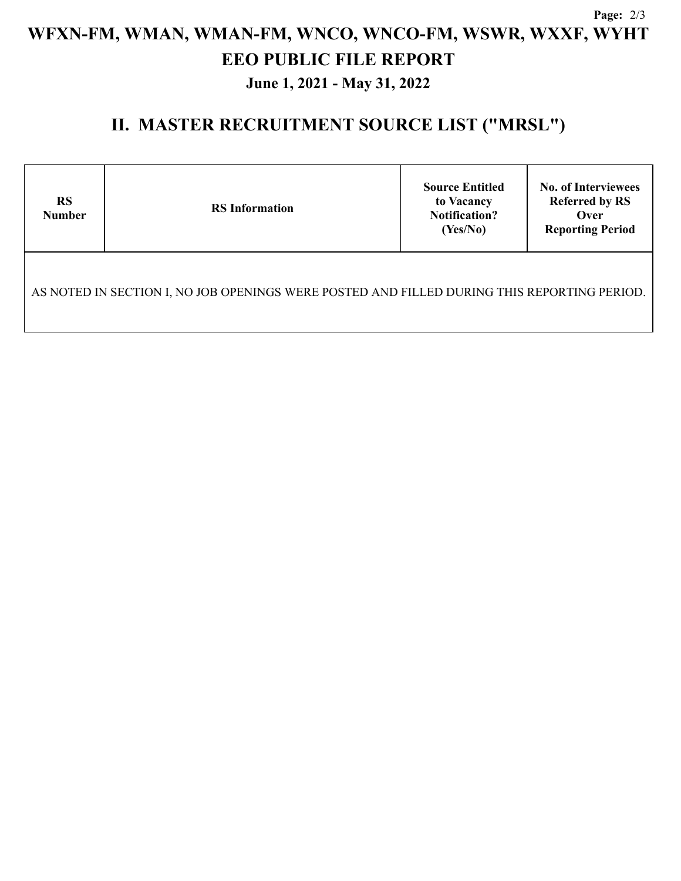# WFXN-FM, WMAN, WMAN-FM, WNCO, WNCO-FM, WSWR, WXXF, WYHT

# EEO PUBLIC FILE REPORT

## June 1, 2021 - May 31, 2022

## II. MASTER RECRUITMENT SOURCE LIST ("MRSL")

| RS Number | RS Information | Source Entitled to Vacancy Notification? (Yes/No) | No. of Interviewees Referred by RS Over Reporting Period |
|---|---|---|---|
| AS NOTED IN SECTION I, NO JOB OPENINGS WERE POSTED AND FILLED DURING THIS REPORTING PERIOD. | | | |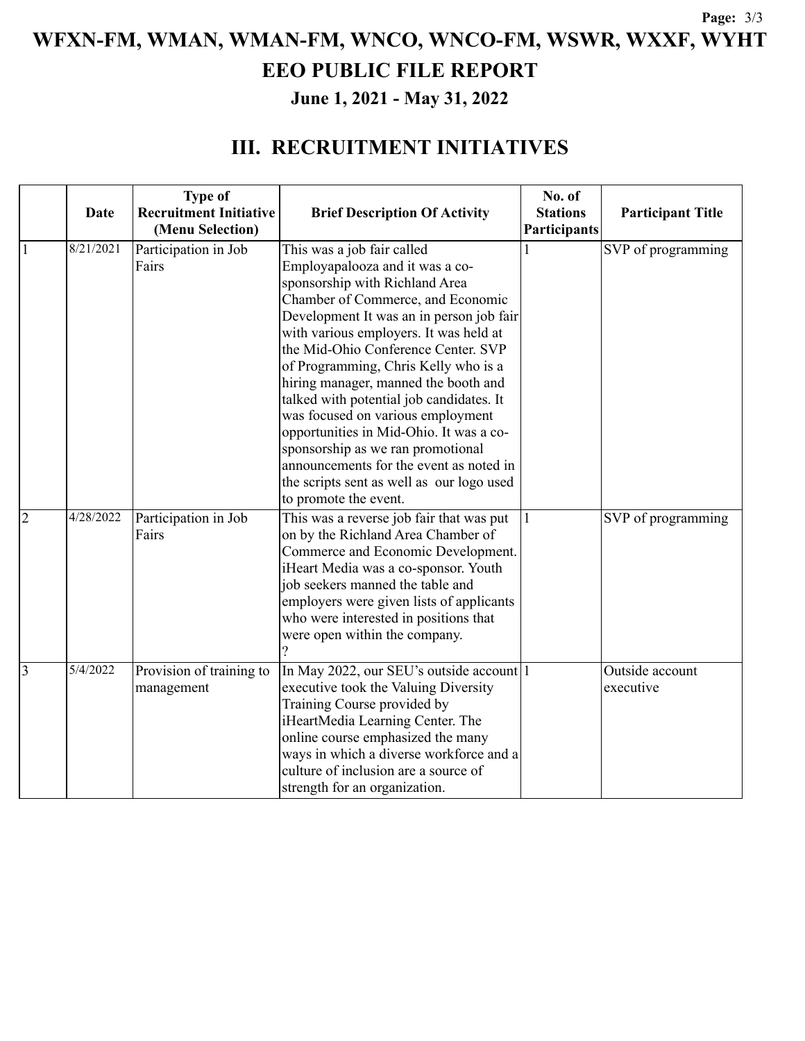# WFXN-FM, WMAN, WMAN-FM, WNCO, WNCO-FM, WSWR, WXXF, WYHT

# EEO PUBLIC FILE REPORT

## June 1, 2021 - May 31, 2022

## III. RECRUITMENT INITIATIVES

| | Date | Type of Recruitment Initiative (Menu Selection) | Brief Description Of Activity | No. of Stations Participants | Participant Title |
|---|---|---|---|---|---|
| 1 | 8/21/2021 | Participation in Job Fairs | This was a job fair called Employapalooza and it was a co-sponsorship with Richland Area Chamber of Commerce, and Economic Development It was an in person job fair with various employers. It was held at the Mid-Ohio Conference Center. SVP of Programming, Chris Kelly who is a hiring manager, manned the booth and talked with potential job candidates. It was focused on various employment opportunities in Mid-Ohio. It was a co-sponsorship as we ran promotional announcements for the event as noted in the scripts sent as well as our logo used to promote the event. | 1 | SVP of programming |
| 2 | 4/28/2022 | Participation in Job Fairs | This was a reverse job fair that was put on by the Richland Area Chamber of Commerce and Economic Development. iHeart Media was a co-sponsor. Youth job seekers manned the table and employers were given lists of applicants who were interested in positions that were open within the company. ? | 1 | SVP of programming |
| 3 | 5/4/2022 | Provision of training to management | In May 2022, our SEU's outside account executive took the Valuing Diversity Training Course provided by iHeartMedia Learning Center. The online course emphasized the many ways in which a diverse workforce and a culture of inclusion are a source of strength for an organization. | 1 | Outside account executive |